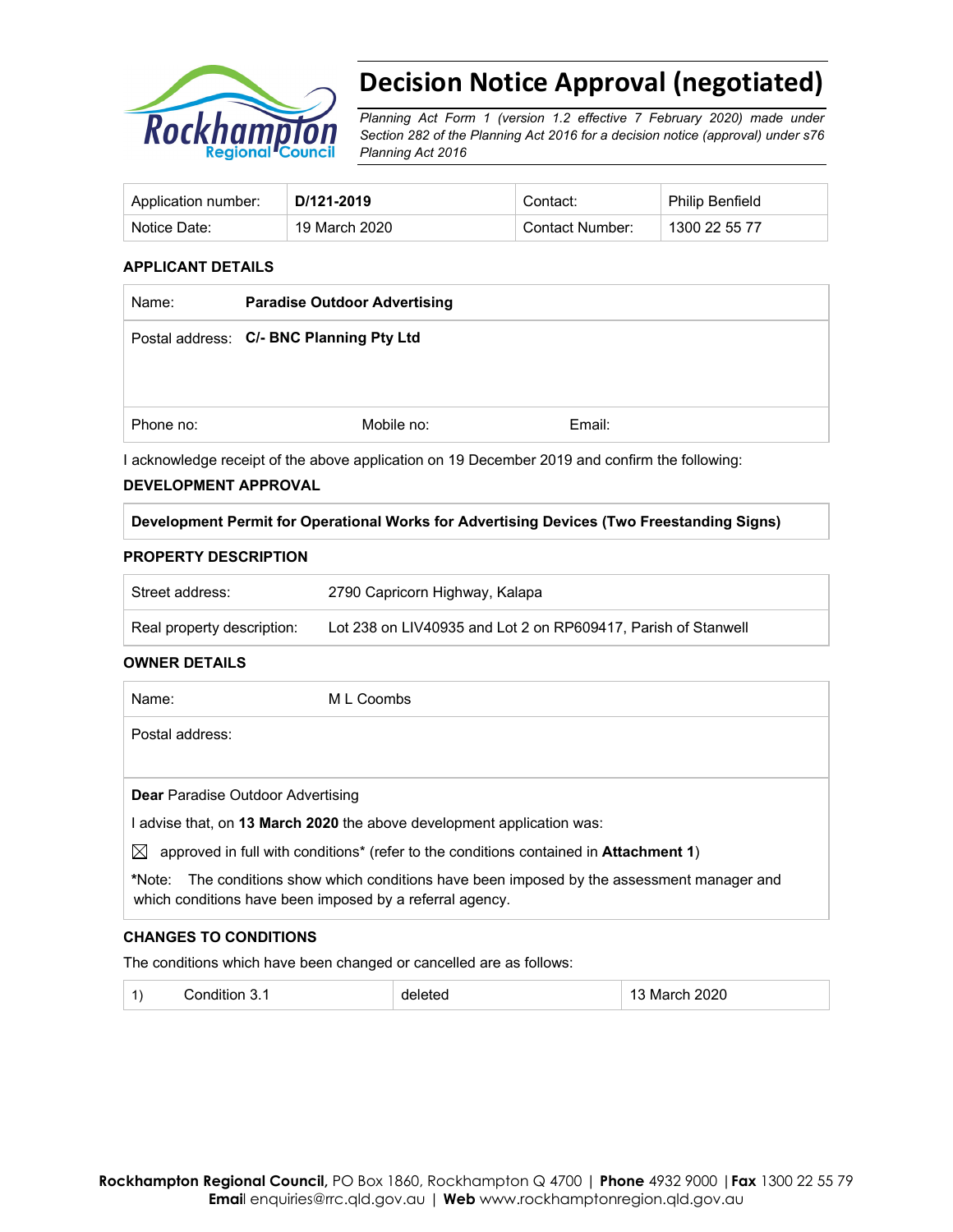# Decision Notice Approval (negotiated)

*Planning Act Form 1 (version 1.2 effective 7 February 2020) made under Section 282 of the Planning Act 2016 for a decision notice (approval) under s76 Planning Act 2016*

| Application number: | **D/121-2019** | Contact: | Philip Benfield |
|---|---|---|---|
| Notice Date: | 19 March 2020 | Contact Number: | 1300 22 55 77 |

### APPLICANT DETAILS

| Name: | **Paradise Outdoor Advertising** | |
|---|---|---|
| Postal address: | **C/- BNC Planning Pty Ltd** | |
| Phone no: | Mobile no: | Email: |

I acknowledge receipt of the above application on 19 December 2019 and confirm the following:

### DEVELOPMENT APPROVAL

| **Development Permit for Operational Works for Advertising Devices (Two Freestanding Signs)** |
|---|

### PROPERTY DESCRIPTION

| Street address: | 2790 Capricorn Highway, Kalapa |
|---|---|
| Real property description: | Lot 238 on LIV40935 and Lot 2 on RP609417, Parish of Stanwell |

### OWNER DETAILS

| Name: | M L Coombs |
|---|---|
| Postal address: | |

**Dear** Paradise Outdoor Advertising

I advise that, on **13 March 2020** the above development application was:

☒ approved in full with conditions* (refer to the conditions contained in **Attachment 1**)

***Note:** The conditions show which conditions have been imposed by the assessment manager and which conditions have been imposed by a referral agency.

### CHANGES TO CONDITIONS

The conditions which have been changed or cancelled are as follows:

| 1) | Condition 3.1 | deleted | 13 March 2020 |
|---|---|---|---|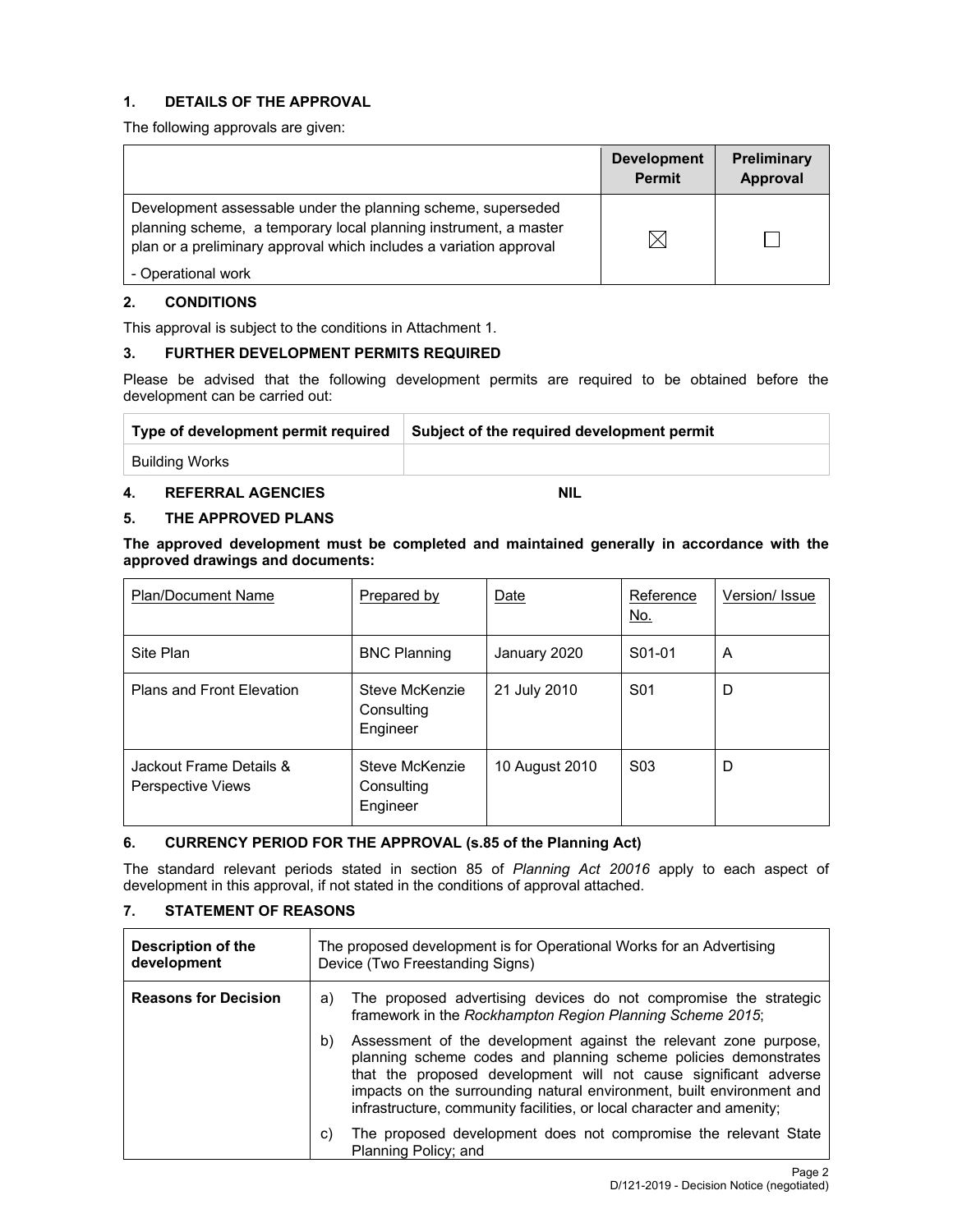## 1. DETAILS OF THE APPROVAL

The following approvals are given:

| | Development Permit | Preliminary Approval |
|---|---|---|
| Development assessable under the planning scheme, superseded planning scheme, a temporary local planning instrument, a master plan or a preliminary approval which includes a variation approval<br>- Operational work | ☒ | ☐ |

## 2. CONDITIONS

This approval is subject to the conditions in Attachment 1.

## 3. FURTHER DEVELOPMENT PERMITS REQUIRED

Please be advised that the following development permits are required to be obtained before the development can be carried out:

| Type of development permit required | Subject of the required development permit |
|---|---|
| Building Works | |

## 4. REFERRAL AGENCIES NIL

## 5. THE APPROVED PLANS

**The approved development must be completed and maintained generally in accordance with the approved drawings and documents:**

| Plan/Document Name | Prepared by | Date | Reference No. | Version/ Issue |
|---|---|---|---|---|
| Site Plan | BNC Planning | January 2020 | S01-01 | A |
| Plans and Front Elevation | Steve McKenzie Consulting Engineer | 21 July 2010 | S01 | D |
| Jackout Frame Details & Perspective Views | Steve McKenzie Consulting Engineer | 10 August 2010 | S03 | D |

## 6. CURRENCY PERIOD FOR THE APPROVAL (s.85 of the Planning Act)

The standard relevant periods stated in section 85 of *Planning Act 20016* apply to each aspect of development in this approval, if not stated in the conditions of approval attached.

## 7. STATEMENT OF REASONS

| **Description of the development** | The proposed development is for Operational Works for an Advertising Device (Two Freestanding Signs) |
|---|---|
| **Reasons for Decision** | a) The proposed advertising devices do not compromise the strategic framework in the *Rockhampton Region Planning Scheme 2015*;<br>b) Assessment of the development against the relevant zone purpose, planning scheme codes and planning scheme policies demonstrates that the proposed development will not cause significant adverse impacts on the surrounding natural environment, built environment and infrastructure, community facilities, or local character and amenity;<br>c) The proposed development does not compromise the relevant State Planning Policy; and |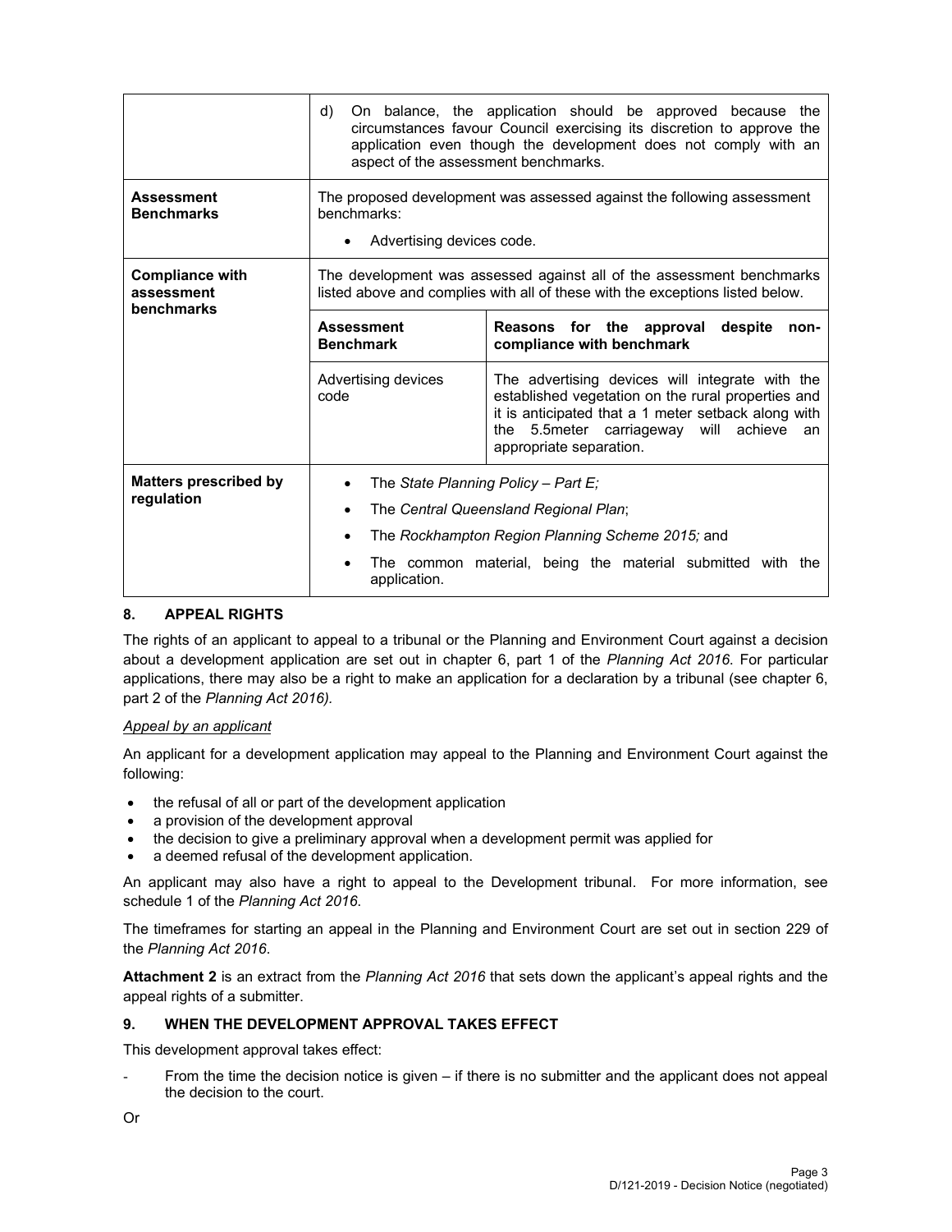| | |
|---|---|
| | d) On balance, the application should be approved because the circumstances favour Council exercising its discretion to approve the application even though the development does not comply with an aspect of the assessment benchmarks. |
| **Assessment Benchmarks** | The proposed development was assessed against the following assessment benchmarks:<br>• Advertising devices code. |
| **Compliance with assessment benchmarks** | The development was assessed against all of the assessment benchmarks listed above and complies with all of these with the exceptions listed below. |

| **Assessment Benchmark** | **Reasons for the approval despite non-compliance with benchmark** |
|---|---|
| Advertising devices code | The advertising devices will integrate with the established vegetation on the rural properties and it is anticipated that a 1 meter setback along with the 5.5meter carriageway will achieve an appropriate separation. |

| | |
|---|---|
| **Matters prescribed by regulation** | • The *State Planning Policy – Part E;*<br>• The *Central Queensland Regional Plan*;<br>• The *Rockhampton Region Planning Scheme 2015;* and<br>• The common material, being the material submitted with the application. |

## 8. APPEAL RIGHTS

The rights of an applicant to appeal to a tribunal or the Planning and Environment Court against a decision about a development application are set out in chapter 6, part 1 of the *Planning Act 2016*. For particular applications, there may also be a right to make an application for a declaration by a tribunal (see chapter 6, part 2 of the *Planning Act 2016).*

*Appeal by an applicant*

An applicant for a development application may appeal to the Planning and Environment Court against the following:

- the refusal of all or part of the development application
- a provision of the development approval
- the decision to give a preliminary approval when a development permit was applied for
- a deemed refusal of the development application.

An applicant may also have a right to appeal to the Development tribunal. For more information, see schedule 1 of the *Planning Act 2016*.

The timeframes for starting an appeal in the Planning and Environment Court are set out in section 229 of the *Planning Act 2016*.

**Attachment 2** is an extract from the *Planning Act 2016* that sets down the applicant's appeal rights and the appeal rights of a submitter.

## 9. WHEN THE DEVELOPMENT APPROVAL TAKES EFFECT

This development approval takes effect:

- From the time the decision notice is given – if there is no submitter and the applicant does not appeal the decision to the court.

Or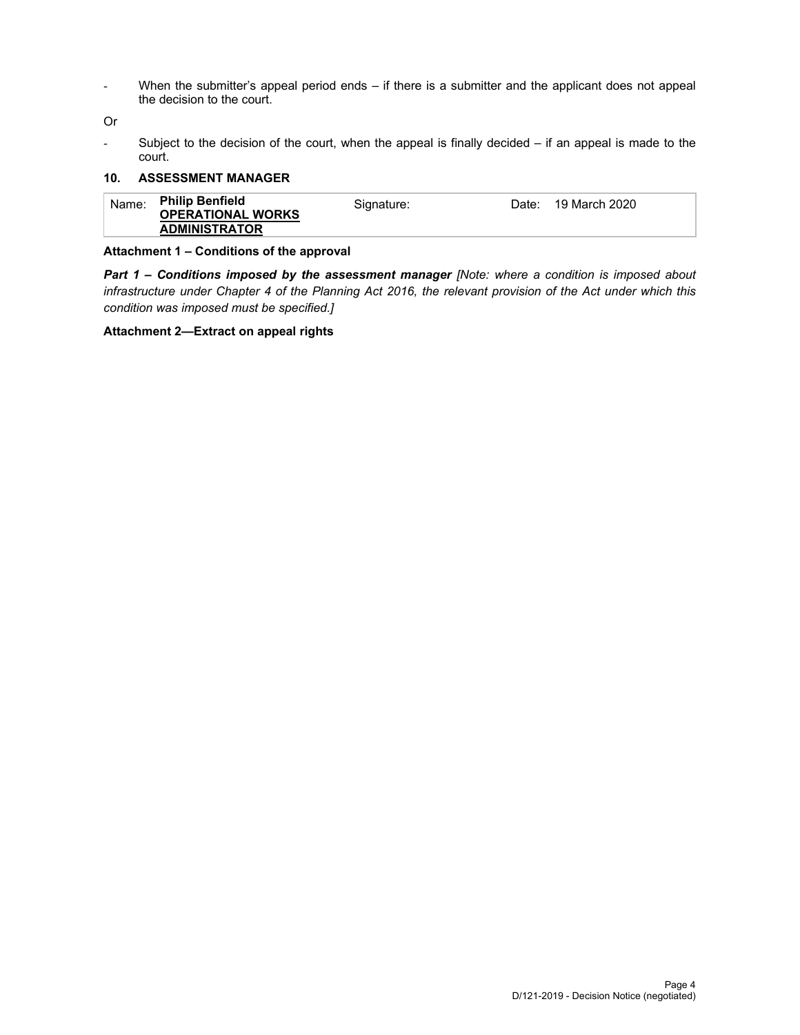- When the submitter's appeal period ends – if there is a submitter and the applicant does not appeal the decision to the court.

Or

- Subject to the decision of the court, when the appeal is finally decided – if an appeal is made to the court.

## 10. ASSESSMENT MANAGER

| Name: | **Philip Benfield**<br>**OPERATIONAL WORKS ADMINISTRATOR** | Signature: | | Date: | 19 March 2020 |
|---|---|---|---|---|---|

**Attachment 1 – Conditions of the approval**

***Part 1 – Conditions imposed by the assessment manager*** *[Note: where a condition is imposed about infrastructure under Chapter 4 of the Planning Act 2016, the relevant provision of the Act under which this condition was imposed must be specified.]*

**Attachment 2—Extract on appeal rights**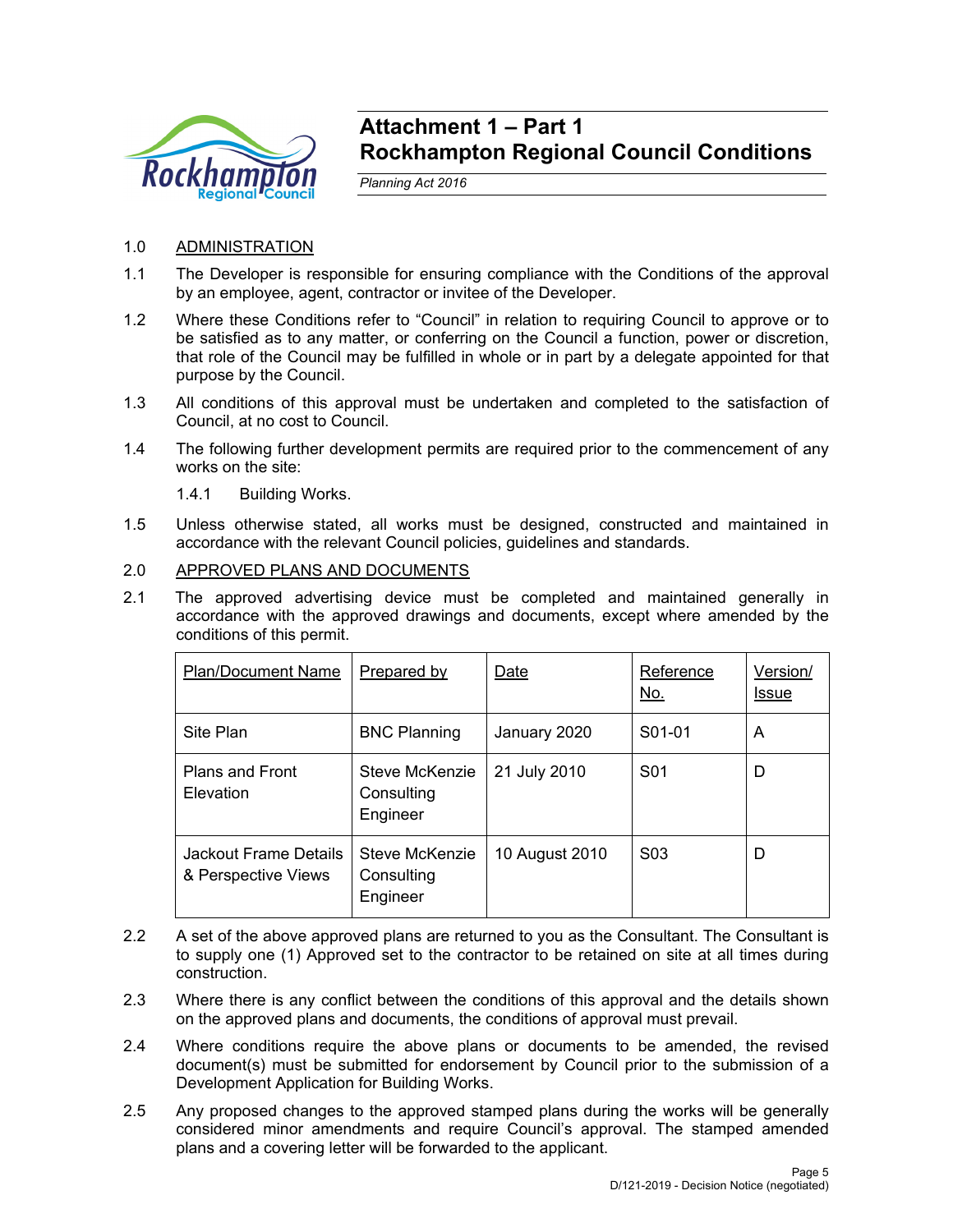# Attachment 1 – Part 1
# Rockhampton Regional Council Conditions

*Planning Act 2016*

1.0 ADMINISTRATION

1.1 The Developer is responsible for ensuring compliance with the Conditions of the approval by an employee, agent, contractor or invitee of the Developer.

1.2 Where these Conditions refer to "Council" in relation to requiring Council to approve or to be satisfied as to any matter, or conferring on the Council a function, power or discretion, that role of the Council may be fulfilled in whole or in part by a delegate appointed for that purpose by the Council.

1.3 All conditions of this approval must be undertaken and completed to the satisfaction of Council, at no cost to Council.

1.4 The following further development permits are required prior to the commencement of any works on the site:

1.4.1 Building Works.

1.5 Unless otherwise stated, all works must be designed, constructed and maintained in accordance with the relevant Council policies, guidelines and standards.

2.0 APPROVED PLANS AND DOCUMENTS

2.1 The approved advertising device must be completed and maintained generally in accordance with the approved drawings and documents, except where amended by the conditions of this permit.

| Plan/Document Name | Prepared by | Date | Reference No. | Version/ Issue |
|---|---|---|---|---|
| Site Plan | BNC Planning | January 2020 | S01-01 | A |
| Plans and Front Elevation | Steve McKenzie Consulting Engineer | 21 July 2010 | S01 | D |
| Jackout Frame Details & Perspective Views | Steve McKenzie Consulting Engineer | 10 August 2010 | S03 | D |

2.2 A set of the above approved plans are returned to you as the Consultant. The Consultant is to supply one (1) Approved set to the contractor to be retained on site at all times during construction.

2.3 Where there is any conflict between the conditions of this approval and the details shown on the approved plans and documents, the conditions of approval must prevail.

2.4 Where conditions require the above plans or documents to be amended, the revised document(s) must be submitted for endorsement by Council prior to the submission of a Development Application for Building Works.

2.5 Any proposed changes to the approved stamped plans during the works will be generally considered minor amendments and require Council's approval. The stamped amended plans and a covering letter will be forwarded to the applicant.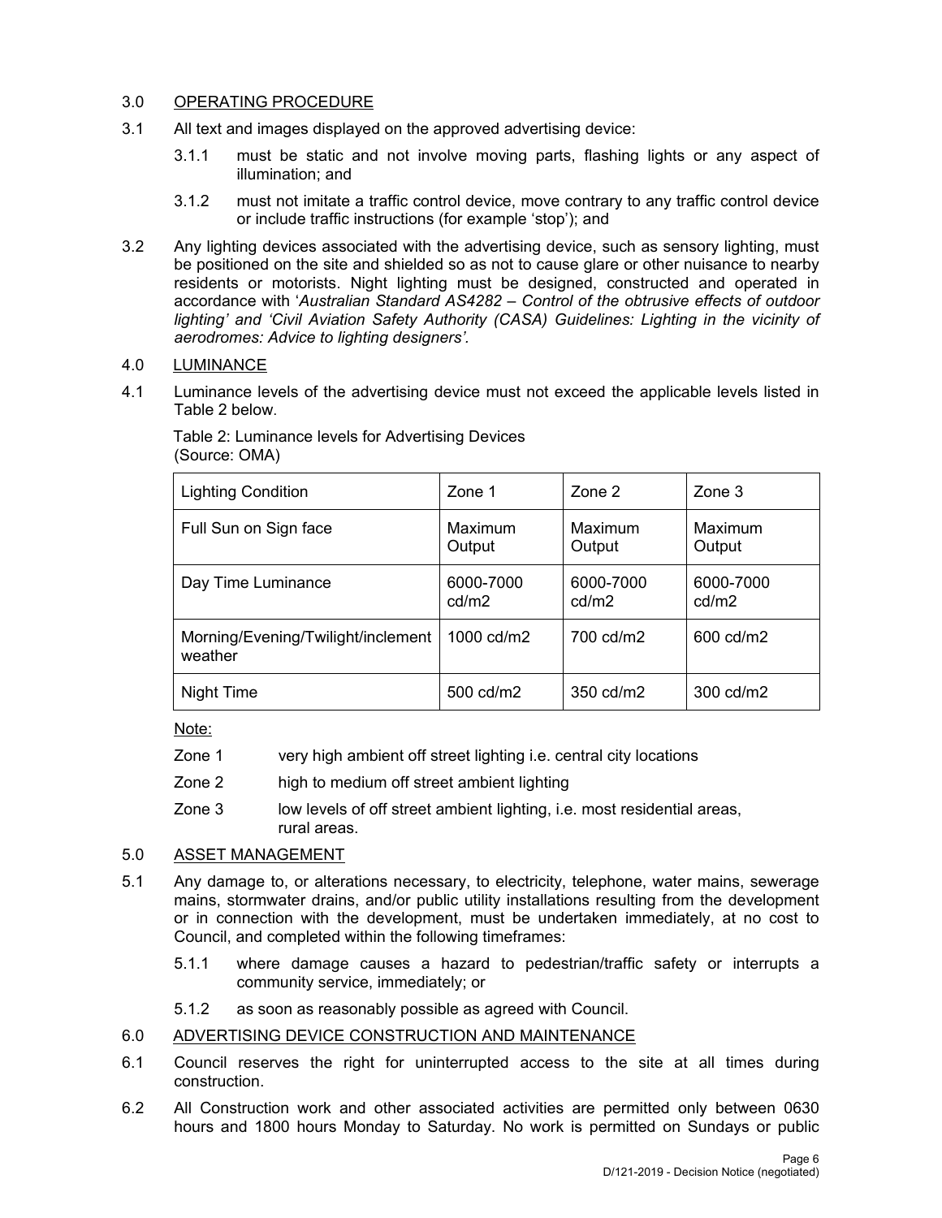## 3.0 OPERATING PROCEDURE

3.1 All text and images displayed on the approved advertising device:

3.1.1 must be static and not involve moving parts, flashing lights or any aspect of illumination; and

3.1.2 must not imitate a traffic control device, move contrary to any traffic control device or include traffic instructions (for example 'stop'); and

3.2 Any lighting devices associated with the advertising device, such as sensory lighting, must be positioned on the site and shielded so as not to cause glare or other nuisance to nearby residents or motorists. Night lighting must be designed, constructed and operated in accordance with '*Australian Standard AS4282 – Control of the obtrusive effects of outdoor lighting' and 'Civil Aviation Safety Authority (CASA) Guidelines: Lighting in the vicinity of aerodromes: Advice to lighting designers'.*

## 4.0 LUMINANCE

4.1 Luminance levels of the advertising device must not exceed the applicable levels listed in Table 2 below.

Table 2: Luminance levels for Advertising Devices
(Source: OMA)

| Lighting Condition | Zone 1 | Zone 2 | Zone 3 |
|---|---|---|---|
| Full Sun on Sign face | Maximum Output | Maximum Output | Maximum Output |
| Day Time Luminance | 6000-7000 cd/m2 | 6000-7000 cd/m2 | 6000-7000 cd/m2 |
| Morning/Evening/Twilight/inclement weather | 1000 cd/m2 | 700 cd/m2 | 600 cd/m2 |
| Night Time | 500 cd/m2 | 350 cd/m2 | 300 cd/m2 |

Note:

Zone 1 very high ambient off street lighting i.e. central city locations

Zone 2 high to medium off street ambient lighting

Zone 3 low levels of off street ambient lighting, i.e. most residential areas, rural areas.

## 5.0 ASSET MANAGEMENT

5.1 Any damage to, or alterations necessary, to electricity, telephone, water mains, sewerage mains, stormwater drains, and/or public utility installations resulting from the development or in connection with the development, must be undertaken immediately, at no cost to Council, and completed within the following timeframes:

5.1.1 where damage causes a hazard to pedestrian/traffic safety or interrupts a community service, immediately; or

5.1.2 as soon as reasonably possible as agreed with Council.

## 6.0 ADVERTISING DEVICE CONSTRUCTION AND MAINTENANCE

6.1 Council reserves the right for uninterrupted access to the site at all times during construction.

6.2 All Construction work and other associated activities are permitted only between 0630 hours and 1800 hours Monday to Saturday. No work is permitted on Sundays or public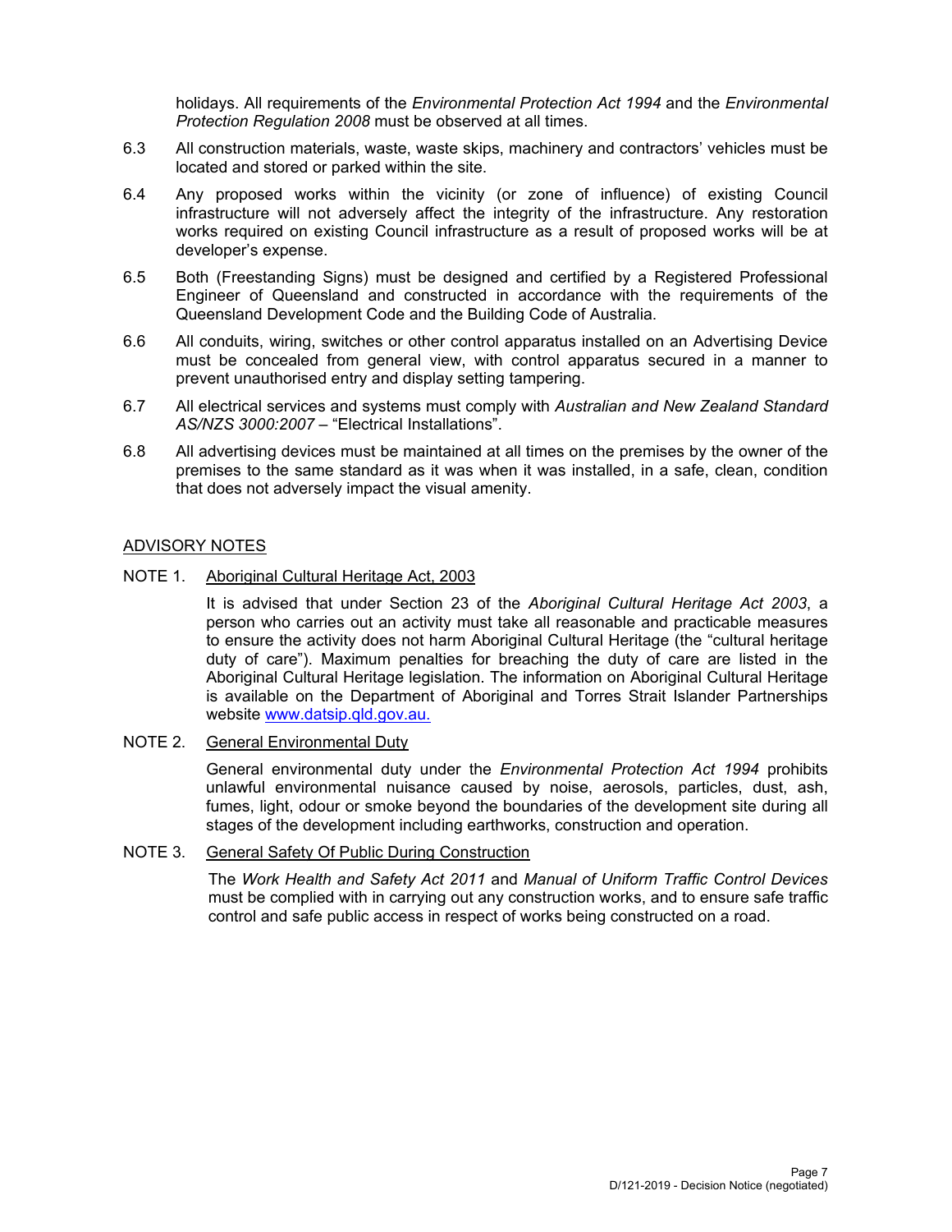holidays. All requirements of the *Environmental Protection Act 1994* and the *Environmental Protection Regulation 2008* must be observed at all times.

6.3 All construction materials, waste, waste skips, machinery and contractors' vehicles must be located and stored or parked within the site.

6.4 Any proposed works within the vicinity (or zone of influence) of existing Council infrastructure will not adversely affect the integrity of the infrastructure. Any restoration works required on existing Council infrastructure as a result of proposed works will be at developer's expense.

6.5 Both (Freestanding Signs) must be designed and certified by a Registered Professional Engineer of Queensland and constructed in accordance with the requirements of the Queensland Development Code and the Building Code of Australia.

6.6 All conduits, wiring, switches or other control apparatus installed on an Advertising Device must be concealed from general view, with control apparatus secured in a manner to prevent unauthorised entry and display setting tampering.

6.7 All electrical services and systems must comply with *Australian and New Zealand Standard AS/NZS 3000:2007* – "Electrical Installations".

6.8 All advertising devices must be maintained at all times on the premises by the owner of the premises to the same standard as it was when it was installed, in a safe, clean, condition that does not adversely impact the visual amenity.

## ADVISORY NOTES

NOTE 1. Aboriginal Cultural Heritage Act, 2003

It is advised that under Section 23 of the *Aboriginal Cultural Heritage Act 2003*, a person who carries out an activity must take all reasonable and practicable measures to ensure the activity does not harm Aboriginal Cultural Heritage (the "cultural heritage duty of care"). Maximum penalties for breaching the duty of care are listed in the Aboriginal Cultural Heritage legislation. The information on Aboriginal Cultural Heritage is available on the Department of Aboriginal and Torres Strait Islander Partnerships website www.datsip.qld.gov.au.

NOTE 2. General Environmental Duty

General environmental duty under the *Environmental Protection Act 1994* prohibits unlawful environmental nuisance caused by noise, aerosols, particles, dust, ash, fumes, light, odour or smoke beyond the boundaries of the development site during all stages of the development including earthworks, construction and operation.

NOTE 3. General Safety Of Public During Construction

The *Work Health and Safety Act 2011* and *Manual of Uniform Traffic Control Devices* must be complied with in carrying out any construction works, and to ensure safe traffic control and safe public access in respect of works being constructed on a road.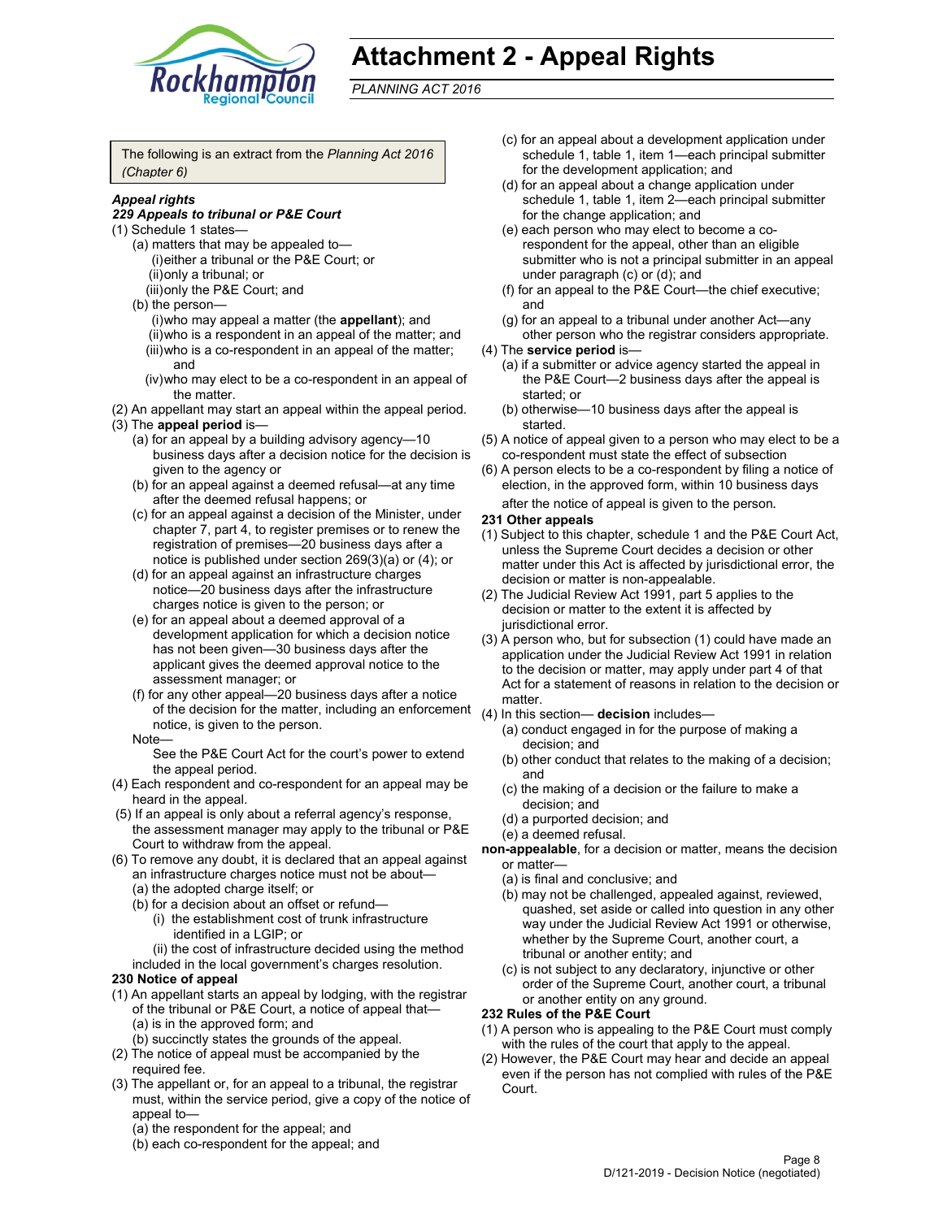# Attachment 2 - Appeal Rights

*PLANNING ACT 2016*

The following is an extract from the *Planning Act 2016 (Chapter 6)*

***Appeal rights***

***229 Appeals to tribunal or P&E Court***

(1) Schedule 1 states—

- (a) matters that may be appealed to—
  - (i) either a tribunal or the P&E Court; or
  - (ii) only a tribunal; or
  - (iii) only the P&E Court; and
- (b) the person—
  - (i) who may appeal a matter (the **appellant**); and
  - (ii) who is a respondent in an appeal of the matter; and
  - (iii) who is a co-respondent in an appeal of the matter; and
  - (iv) who may elect to be a co-respondent in an appeal of the matter.

(2) An appellant may start an appeal within the appeal period.

(3) The **appeal period** is—

- (a) for an appeal by a building advisory agency—10 business days after a decision notice for the decision is given to the agency or
- (b) for an appeal against a deemed refusal—at any time after the deemed refusal happens; or
- (c) for an appeal against a decision of the Minister, under chapter 7, part 4, to register premises or to renew the registration of premises—20 business days after a notice is published under section 269(3)(a) or (4); or
- (d) for an appeal against an infrastructure charges notice—20 business days after the infrastructure charges notice is given to the person; or
- (e) for an appeal about a deemed approval of a development application for which a decision notice has not been given—30 business days after the applicant gives the deemed approval notice to the assessment manager; or
- (f) for any other appeal—20 business days after a notice of the decision for the matter, including an enforcement notice, is given to the person.

Note—

See the P&E Court Act for the court's power to extend the appeal period.

(4) Each respondent and co-respondent for an appeal may be heard in the appeal.

(5) If an appeal is only about a referral agency's response, the assessment manager may apply to the tribunal or P&E Court to withdraw from the appeal.

(6) To remove any doubt, it is declared that an appeal against an infrastructure charges notice must not be about—

- (a) the adopted charge itself; or
- (b) for a decision about an offset or refund—
  - (i) the establishment cost of trunk infrastructure identified in a LGIP; or
  - (ii) the cost of infrastructure decided using the method included in the local government's charges resolution.

**230 Notice of appeal**

(1) An appellant starts an appeal by lodging, with the registrar of the tribunal or P&E Court, a notice of appeal that—

- (a) is in the approved form; and
- (b) succinctly states the grounds of the appeal.

(2) The notice of appeal must be accompanied by the required fee.

(3) The appellant or, for an appeal to a tribunal, the registrar must, within the service period, give a copy of the notice of appeal to—

- (a) the respondent for the appeal; and
- (b) each co-respondent for the appeal; and
- (c) for an appeal about a development application under schedule 1, table 1, item 1—each principal submitter for the development application; and
- (d) for an appeal about a change application under schedule 1, table 1, item 2—each principal submitter for the change application; and
- (e) each person who may elect to become a co-respondent for the appeal, other than an eligible submitter who is not a principal submitter in an appeal under paragraph (c) or (d); and
- (f) for an appeal to the P&E Court—the chief executive; and
- (g) for an appeal to a tribunal under another Act—any other person who the registrar considers appropriate.

(4) The **service period** is—

- (a) if a submitter or advice agency started the appeal in the P&E Court—2 business days after the appeal is started; or
- (b) otherwise—10 business days after the appeal is started.

(5) A notice of appeal given to a person who may elect to be a co-respondent must state the effect of subsection

(6) A person elects to be a co-respondent by filing a notice of election, in the approved form, within 10 business days after the notice of appeal is given to the person.

**231 Other appeals**

(1) Subject to this chapter, schedule 1 and the P&E Court Act, unless the Supreme Court decides a decision or other matter under this Act is affected by jurisdictional error, the decision or matter is non-appealable.

(2) The Judicial Review Act 1991, part 5 applies to the decision or matter to the extent it is affected by jurisdictional error.

(3) A person who, but for subsection (1) could have made an application under the Judicial Review Act 1991 in relation to the decision or matter, may apply under part 4 of that Act for a statement of reasons in relation to the decision or matter.

(4) In this section— **decision** includes—

- (a) conduct engaged in for the purpose of making a decision; and
- (b) other conduct that relates to the making of a decision; and
- (c) the making of a decision or the failure to make a decision; and
- (d) a purported decision; and
- (e) a deemed refusal.

**non-appealable**, for a decision or matter, means the decision or matter—

- (a) is final and conclusive; and
- (b) may not be challenged, appealed against, reviewed, quashed, set aside or called into question in any other way under the Judicial Review Act 1991 or otherwise, whether by the Supreme Court, another court, a tribunal or another entity; and
- (c) is not subject to any declaratory, injunctive or other order of the Supreme Court, another court, a tribunal or another entity on any ground.

**232 Rules of the P&E Court**

(1) A person who is appealing to the P&E Court must comply with the rules of the court that apply to the appeal.

(2) However, the P&E Court may hear and decide an appeal even if the person has not complied with rules of the P&E Court.

D/121-2019 - Decision Notice (negotiated)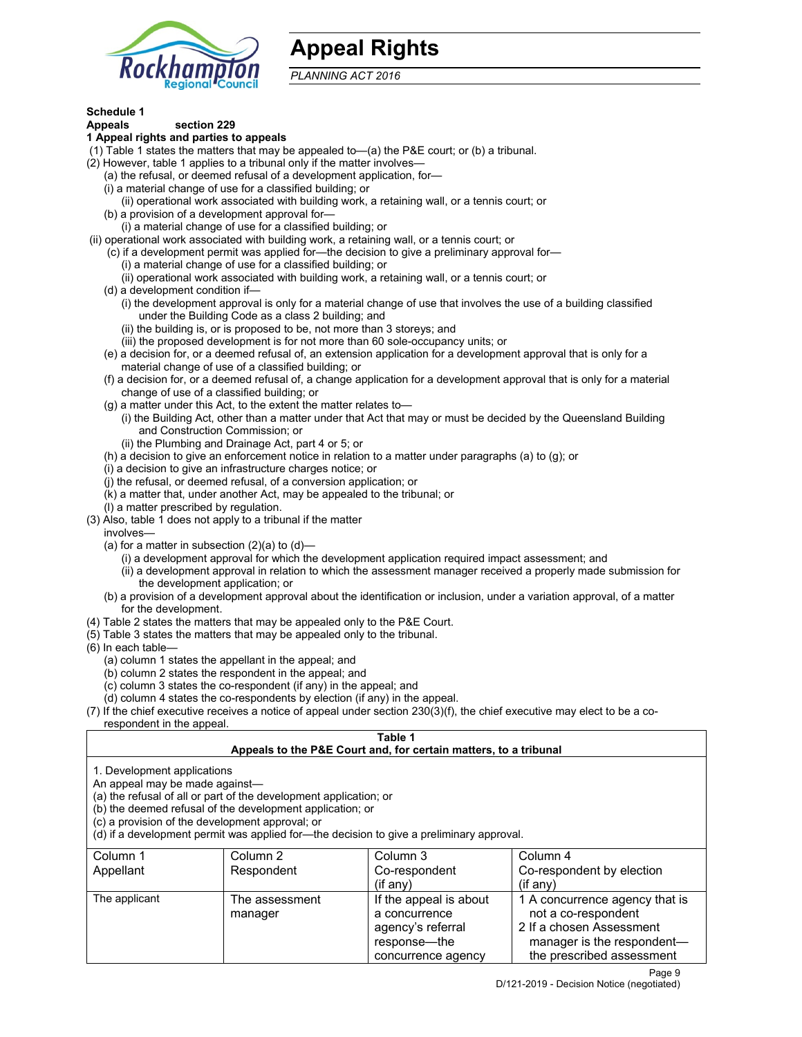# Appeal Rights

*PLANNING ACT 2016*

**Schedule 1**
**Appeals section 229**
**1 Appeal rights and parties to appeals**

(1) Table 1 states the matters that may be appealed to—(a) the P&E court; or (b) a tribunal.

(2) However, table 1 applies to a tribunal only if the matter involves—

(a) the refusal, or deemed refusal of a development application, for—

(i) a material change of use for a classified building; or

(ii) operational work associated with building work, a retaining wall, or a tennis court; or

(b) a provision of a development approval for—

(i) a material change of use for a classified building; or

(ii) operational work associated with building work, a retaining wall, or a tennis court; or

(c) if a development permit was applied for—the decision to give a preliminary approval for—

(i) a material change of use for a classified building; or

(ii) operational work associated with building work, a retaining wall, or a tennis court; or

(d) a development condition if—

(i) the development approval is only for a material change of use that involves the use of a building classified under the Building Code as a class 2 building; and

(ii) the building is, or is proposed to be, not more than 3 storeys; and

(iii) the proposed development is for not more than 60 sole-occupancy units; or

(e) a decision for, or a deemed refusal of, an extension application for a development approval that is only for a material change of use of a classified building; or

(f) a decision for, or a deemed refusal of, a change application for a development approval that is only for a material change of use of a classified building; or

(g) a matter under this Act, to the extent the matter relates to—

(i) the Building Act, other than a matter under that Act that may or must be decided by the Queensland Building and Construction Commission; or

(ii) the Plumbing and Drainage Act, part 4 or 5; or

(h) a decision to give an enforcement notice in relation to a matter under paragraphs (a) to (g); or

(i) a decision to give an infrastructure charges notice; or

(j) the refusal, or deemed refusal, of a conversion application; or

(k) a matter that, under another Act, may be appealed to the tribunal; or

(l) a matter prescribed by regulation.

(3) Also, table 1 does not apply to a tribunal if the matter involves—

(a) for a matter in subsection (2)(a) to (d)—

(i) a development approval for which the development application required impact assessment; and

(ii) a development approval in relation to which the assessment manager received a properly made submission for the development application; or

(b) a provision of a development approval about the identification or inclusion, under a variation approval, of a matter for the development.

(4) Table 2 states the matters that may be appealed only to the P&E Court.

(5) Table 3 states the matters that may be appealed only to the tribunal.

(6) In each table—

(a) column 1 states the appellant in the appeal; and

(b) column 2 states the respondent in the appeal; and

(c) column 3 states the co-respondent (if any) in the appeal; and

(d) column 4 states the co-respondents by election (if any) in the appeal.

(7) If the chief executive receives a notice of appeal under section 230(3)(f), the chief executive may elect to be a co-respondent in the appeal.

**Table 1**
**Appeals to the P&E Court and, for certain matters, to a tribunal**

1. Development applications

An appeal may be made against—

(a) the refusal of all or part of the development application; or

(b) the deemed refusal of the development application; or

(c) a provision of the development approval; or

(d) if a development permit was applied for—the decision to give a preliminary approval.

| Column 1<br>Appellant | Column 2<br>Respondent | Column 3<br>Co-respondent<br>(if any) | Column 4<br>Co-respondent by election<br>(if any) |
|---|---|---|---|
| The applicant | The assessment manager | If the appeal is about a concurrence agency's referral response—the concurrence agency | 1 A concurrence agency that is not a co-respondent<br>2 If a chosen Assessment manager is the respondent—the prescribed assessment |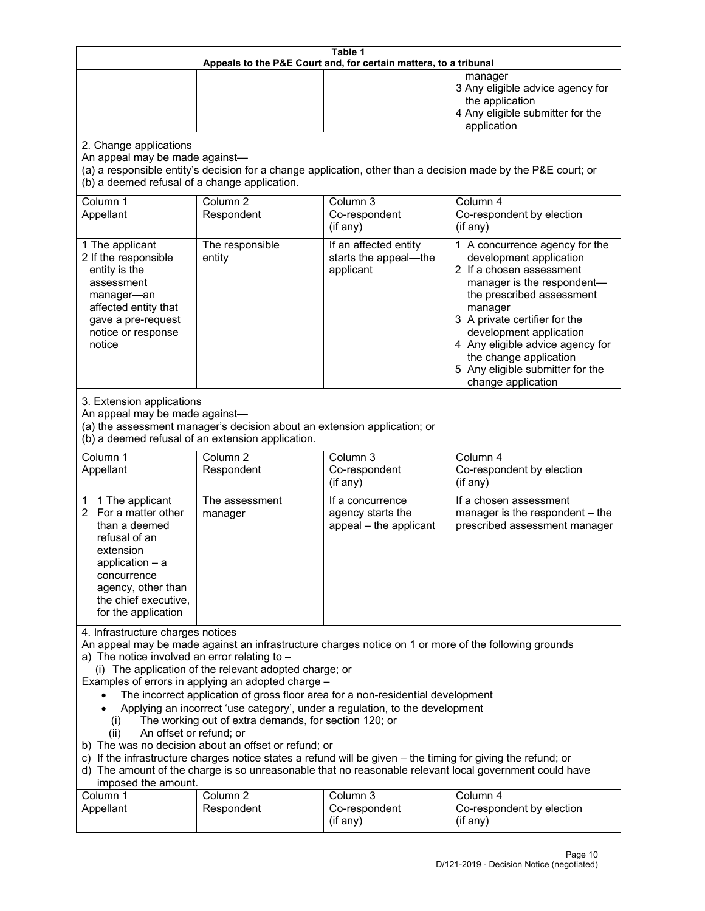**Table 1**
**Appeals to the P&E Court and, for certain matters, to a tribunal**

| | | | |
|---|---|---|---|
| | | | manager<br>3 Any eligible advice agency for the application<br>4 Any eligible submitter for the application |

2. Change applications
An appeal may be made against—
(a) a responsible entity's decision for a change application, other than a decision made by the P&E court; or
(b) a deemed refusal of a change application.

| Column 1<br>Appellant | Column 2<br>Respondent | Column 3<br>Co-respondent<br>(if any) | Column 4<br>Co-respondent by election<br>(if any) |
|---|---|---|---|
| 1 The applicant<br>2 If the responsible entity is the assessment manager—an affected entity that gave a pre-request notice or response notice | The responsible entity | If an affected entity starts the appeal—the applicant | 1 A concurrence agency for the development application<br>2 If a chosen assessment manager is the respondent—the prescribed assessment manager<br>3 A private certifier for the development application<br>4 Any eligible advice agency for the change application<br>5 Any eligible submitter for the change application |

3. Extension applications
An appeal may be made against—
(a) the assessment manager's decision about an extension application; or
(b) a deemed refusal of an extension application.

| Column 1<br>Appellant | Column 2<br>Respondent | Column 3<br>Co-respondent<br>(if any) | Column 4<br>Co-respondent by election<br>(if any) |
|---|---|---|---|
| 1 1 The applicant<br>2 For a matter other than a deemed refusal of an extension application – a concurrence agency, other than the chief executive, for the application | The assessment manager | If a concurrence agency starts the appeal – the applicant | If a chosen assessment manager is the respondent – the prescribed assessment manager |

4. Infrastructure charges notices
An appeal may be made against an infrastructure charges notice on 1 or more of the following grounds
a) The notice involved an error relating to –
(i) The application of the relevant adopted charge; or
Examples of errors in applying an adopted charge –
- The incorrect application of gross floor area for a non-residential development
- Applying an incorrect 'use category', under a regulation, to the development
(i) The working out of extra demands, for section 120; or
(ii) An offset or refund; or
b) The was no decision about an offset or refund; or
c) If the infrastructure charges notice states a refund will be given – the timing for giving the refund; or
d) The amount of the charge is so unreasonable that no reasonable relevant local government could have imposed the amount.

| Column 1<br>Appellant | Column 2<br>Respondent | Column 3<br>Co-respondent<br>(if any) | Column 4<br>Co-respondent by election<br>(if any) |
|---|---|---|---|

D/121-2019 - Decision Notice (negotiated)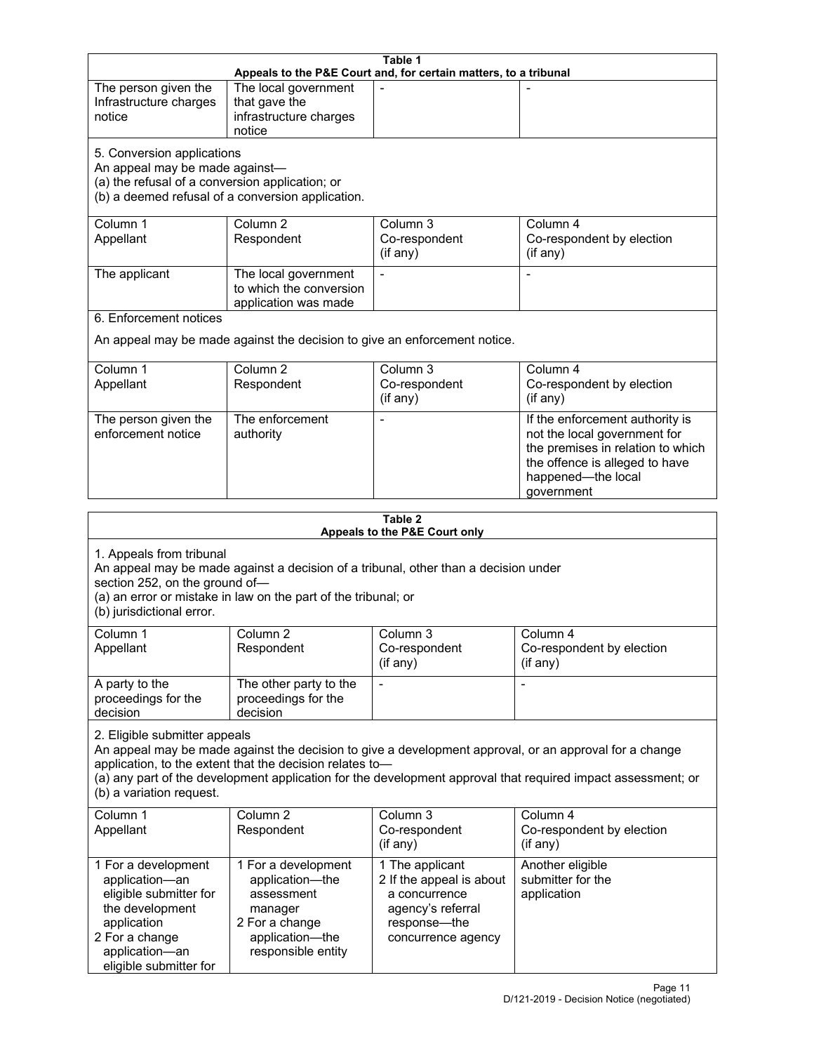**Table 1**
**Appeals to the P&E Court and, for certain matters, to a tribunal**

| | | | |
|---|---|---|---|
| The person given the Infrastructure charges notice | The local government that gave the infrastructure charges notice | - | - |

5. Conversion applications
An appeal may be made against—
(a) the refusal of a conversion application; or
(b) a deemed refusal of a conversion application.

| Column 1 Appellant | Column 2 Respondent | Column 3 Co-respondent (if any) | Column 4 Co-respondent by election (if any) |
|---|---|---|---|
| The applicant | The local government to which the conversion application was made | - | - |

6. Enforcement notices

An appeal may be made against the decision to give an enforcement notice.

| Column 1 Appellant | Column 2 Respondent | Column 3 Co-respondent (if any) | Column 4 Co-respondent by election (if any) |
|---|---|---|---|
| The person given the enforcement notice | The enforcement authority | - | If the enforcement authority is not the local government for the premises in relation to which the offence is alleged to have happened—the local government |

**Table 2**
**Appeals to the P&E Court only**

1. Appeals from tribunal
An appeal may be made against a decision of a tribunal, other than a decision under section 252, on the ground of—
(a) an error or mistake in law on the part of the tribunal; or
(b) jurisdictional error.

| Column 1 Appellant | Column 2 Respondent | Column 3 Co-respondent (if any) | Column 4 Co-respondent by election (if any) |
|---|---|---|---|
| A party to the proceedings for the decision | The other party to the proceedings for the decision | - | - |

2. Eligible submitter appeals
An appeal may be made against the decision to give a development approval, or an approval for a change application, to the extent that the decision relates to—
(a) any part of the development application for the development approval that required impact assessment; or
(b) a variation request.

| Column 1 Appellant | Column 2 Respondent | Column 3 Co-respondent (if any) | Column 4 Co-respondent by election (if any) |
|---|---|---|---|
| 1 For a development application—an eligible submitter for the development application<br>2 For a change application—an eligible submitter for | 1 For a development application—the assessment manager<br>2 For a change application—the responsible entity | 1 The applicant<br>2 If the appeal is about a concurrence agency's referral response—the concurrence agency | Another eligible submitter for the application |

D/121-2019 - Decision Notice (negotiated)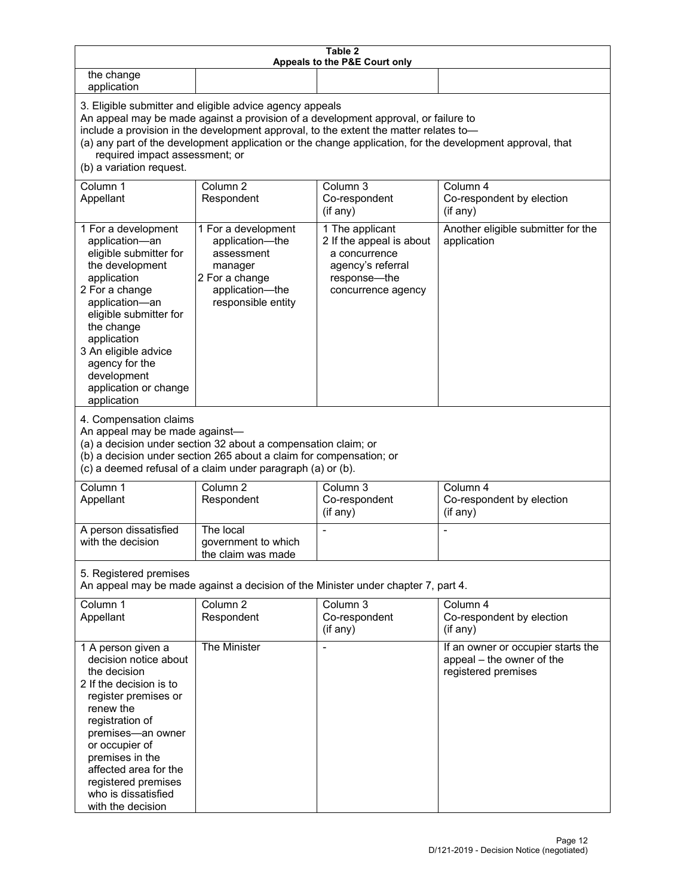**Table 2**
**Appeals to the P&E Court only**

| | | | |
|---|---|---|---|
| the change application | | | |

**3. Eligible submitter and eligible advice agency appeals**

An appeal may be made against a provision of a development approval, or failure to include a provision in the development approval, to the extent the matter relates to—

(a) any part of the development application or the change application, for the development approval, that required impact assessment; or

(b) a variation request.

| Column 1<br>Appellant | Column 2<br>Respondent | Column 3<br>Co-respondent<br>(if any) | Column 4<br>Co-respondent by election<br>(if any) |
|---|---|---|---|
| 1 For a development application—an eligible submitter for the development application<br>2 For a change application—an eligible submitter for the change application<br>3 An eligible advice agency for the development application or change application | 1 For a development application—the assessment manager<br>2 For a change application—the responsible entity | 1 The applicant<br>2 If the appeal is about a concurrence agency's referral response—the concurrence agency | Another eligible submitter for the application |

**4. Compensation claims**

An appeal may be made against—

(a) a decision under section 32 about a compensation claim; or

(b) a decision under section 265 about a claim for compensation; or

(c) a deemed refusal of a claim under paragraph (a) or (b).

| Column 1<br>Appellant | Column 2<br>Respondent | Column 3<br>Co-respondent<br>(if any) | Column 4<br>Co-respondent by election<br>(if any) |
|---|---|---|---|
| A person dissatisfied with the decision | The local government to which the claim was made | - | - |

**5. Registered premises**

An appeal may be made against a decision of the Minister under chapter 7, part 4.

| Column 1<br>Appellant | Column 2<br>Respondent | Column 3<br>Co-respondent<br>(if any) | Column 4<br>Co-respondent by election<br>(if any) |
|---|---|---|---|
| 1 A person given a decision notice about the decision<br>2 If the decision is to register premises or renew the registration of premises—an owner or occupier of premises in the affected area for the registered premises who is dissatisfied with the decision | The Minister | - | If an owner or occupier starts the appeal – the owner of the registered premises |

D/121-2019 - Decision Notice (negotiated)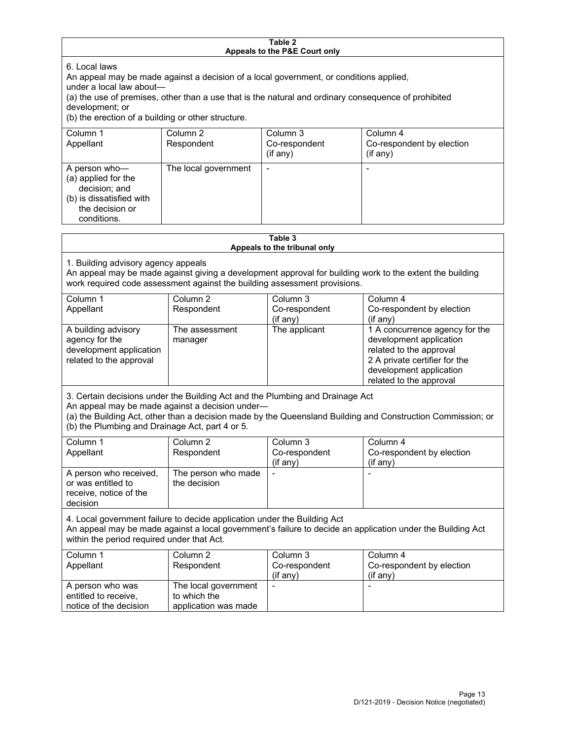**Table 2**
**Appeals to the P&E Court only**

6. Local laws
An appeal may be made against a decision of a local government, or conditions applied, under a local law about—
(a) the use of premises, other than a use that is the natural and ordinary consequence of prohibited development; or
(b) the erection of a building or other structure.

| Column 1<br>Appellant | Column 2<br>Respondent | Column 3<br>Co-respondent<br>(if any) | Column 4<br>Co-respondent by election<br>(if any) |
|---|---|---|---|
| A person who—<br>(a) applied for the decision; and<br>(b) is dissatisfied with the decision or conditions. | The local government | - | - |

**Table 3**
**Appeals to the tribunal only**

1. Building advisory agency appeals
An appeal may be made against giving a development approval for building work to the extent the building work required code assessment against the building assessment provisions.

| Column 1<br>Appellant | Column 2<br>Respondent | Column 3<br>Co-respondent<br>(if any) | Column 4<br>Co-respondent by election<br>(if any) |
|---|---|---|---|
| A building advisory agency for the development application related to the approval | The assessment manager | The applicant | 1 A concurrence agency for the development application related to the approval<br>2 A private certifier for the development application related to the approval |

3. Certain decisions under the Building Act and the Plumbing and Drainage Act
An appeal may be made against a decision under—
(a) the Building Act, other than a decision made by the Queensland Building and Construction Commission; or
(b) the Plumbing and Drainage Act, part 4 or 5.

| Column 1<br>Appellant | Column 2<br>Respondent | Column 3<br>Co-respondent<br>(if any) | Column 4<br>Co-respondent by election<br>(if any) |
|---|---|---|---|
| A person who received, or was entitled to receive, notice of the decision | The person who made the decision | - | - |

4. Local government failure to decide application under the Building Act
An appeal may be made against a local government's failure to decide an application under the Building Act within the period required under that Act.

| Column 1<br>Appellant | Column 2<br>Respondent | Column 3<br>Co-respondent<br>(if any) | Column 4<br>Co-respondent by election<br>(if any) |
|---|---|---|---|
| A person who was entitled to receive, notice of the decision | The local government to which the application was made | - | - |